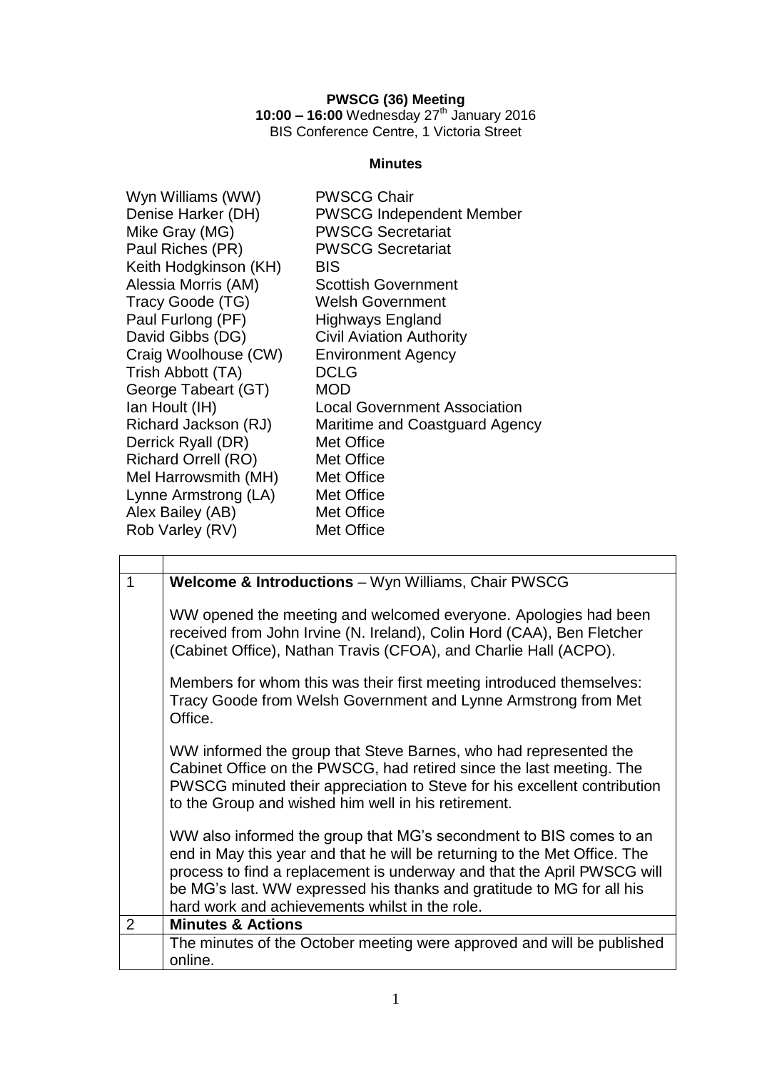**PWSCG (36) Meeting**

**10:00 – 16:00** Wednesday 27th January 2016

BIS Conference Centre, 1 Victoria Street

**Minutes**

| | |
|---|---|
| Wyn Williams (WW) | PWSCG Chair |
| Denise Harker (DH) | PWSCG Independent Member |
| Mike Gray (MG) | PWSCG Secretariat |
| Paul Riches (PR) | PWSCG Secretariat |
| Keith Hodgkinson (KH) | BIS |
| Alessia Morris (AM) | Scottish Government |
| Tracy Goode (TG) | Welsh Government |
| Paul Furlong (PF) | Highways England |
| David Gibbs (DG) | Civil Aviation Authority |
| Craig Woolhouse (CW) | Environment Agency |
| Trish Abbott (TA) | DCLG |
| George Tabeart (GT) | MOD |
| Ian Hoult (IH) | Local Government Association |
| Richard Jackson (RJ) | Maritime and Coastguard Agency |
| Derrick Ryall (DR) | Met Office |
| Richard Orrell (RO) | Met Office |
| Mel Harrowsmith (MH) | Met Office |
| Lynne Armstrong (LA) | Met Office |
| Alex Bailey (AB) | Met Office |
| Rob Varley (RV) | Met Office |

| | |
|---|---|
| 1 | **Welcome & Introductions** – Wyn Williams, Chair PWSCG<br><br>WW opened the meeting and welcomed everyone. Apologies had been received from John Irvine (N. Ireland), Colin Hord (CAA), Ben Fletcher (Cabinet Office), Nathan Travis (CFOA), and Charlie Hall (ACPO).<br><br>Members for whom this was their first meeting introduced themselves: Tracy Goode from Welsh Government and Lynne Armstrong from Met Office.<br><br>WW informed the group that Steve Barnes, who had represented the Cabinet Office on the PWSCG, had retired since the last meeting. The PWSCG minuted their appreciation to Steve for his excellent contribution to the Group and wished him well in his retirement.<br><br>WW also informed the group that MG's secondment to BIS comes to an end in May this year and that he will be returning to the Met Office. The process to find a replacement is underway and that the April PWSCG will be MG's last. WW expressed his thanks and gratitude to MG for all his hard work and achievements whilst in the role. |
| 2 | **Minutes & Actions** |
| | The minutes of the October meeting were approved and will be published online. |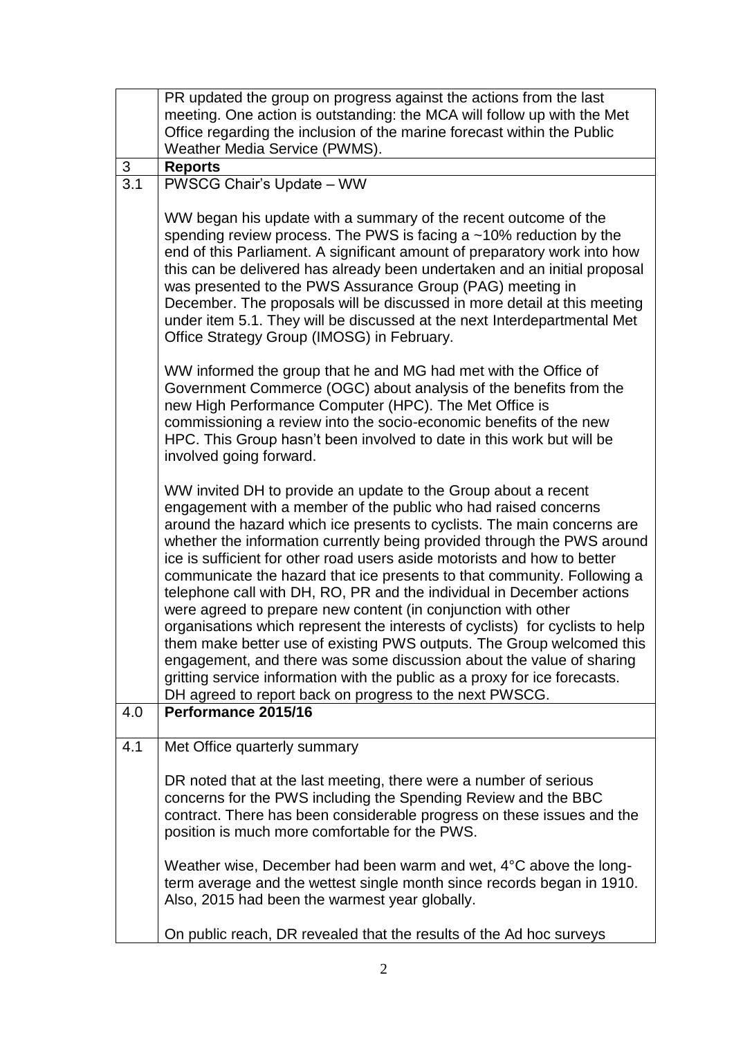| | |
|---|---|
| | PR updated the group on progress against the actions from the last meeting. One action is outstanding: the MCA will follow up with the Met Office regarding the inclusion of the marine forecast within the Public Weather Media Service (PWMS). |
| 3 | **Reports** |
| 3.1 | PWSCG Chair's Update – WW<br><br>WW began his update with a summary of the recent outcome of the spending review process. The PWS is facing a ~10% reduction by the end of this Parliament. A significant amount of preparatory work into how this can be delivered has already been undertaken and an initial proposal was presented to the PWS Assurance Group (PAG) meeting in December. The proposals will be discussed in more detail at this meeting under item 5.1. They will be discussed at the next Interdepartmental Met Office Strategy Group (IMOSG) in February.<br><br>WW informed the group that he and MG had met with the Office of Government Commerce (OGC) about analysis of the benefits from the new High Performance Computer (HPC). The Met Office is commissioning a review into the socio-economic benefits of the new HPC. This Group hasn't been involved to date in this work but will be involved going forward.<br><br>WW invited DH to provide an update to the Group about a recent engagement with a member of the public who had raised concerns around the hazard which ice presents to cyclists. The main concerns are whether the information currently being provided through the PWS around ice is sufficient for other road users aside motorists and how to better communicate the hazard that ice presents to that community. Following a telephone call with DH, RO, PR and the individual in December actions were agreed to prepare new content (in conjunction with other organisations which represent the interests of cyclists) for cyclists to help them make better use of existing PWS outputs. The Group welcomed this engagement, and there was some discussion about the value of sharing gritting service information with the public as a proxy for ice forecasts. DH agreed to report back on progress to the next PWSCG. |
| 4.0 | **Performance 2015/16** |
| 4.1 | Met Office quarterly summary<br><br>DR noted that at the last meeting, there were a number of serious concerns for the PWS including the Spending Review and the BBC contract. There has been considerable progress on these issues and the position is much more comfortable for the PWS.<br><br>Weather wise, December had been warm and wet, 4°C above the long-term average and the wettest single month since records began in 1910. Also, 2015 had been the warmest year globally.<br><br>On public reach, DR revealed that the results of the Ad hoc surveys |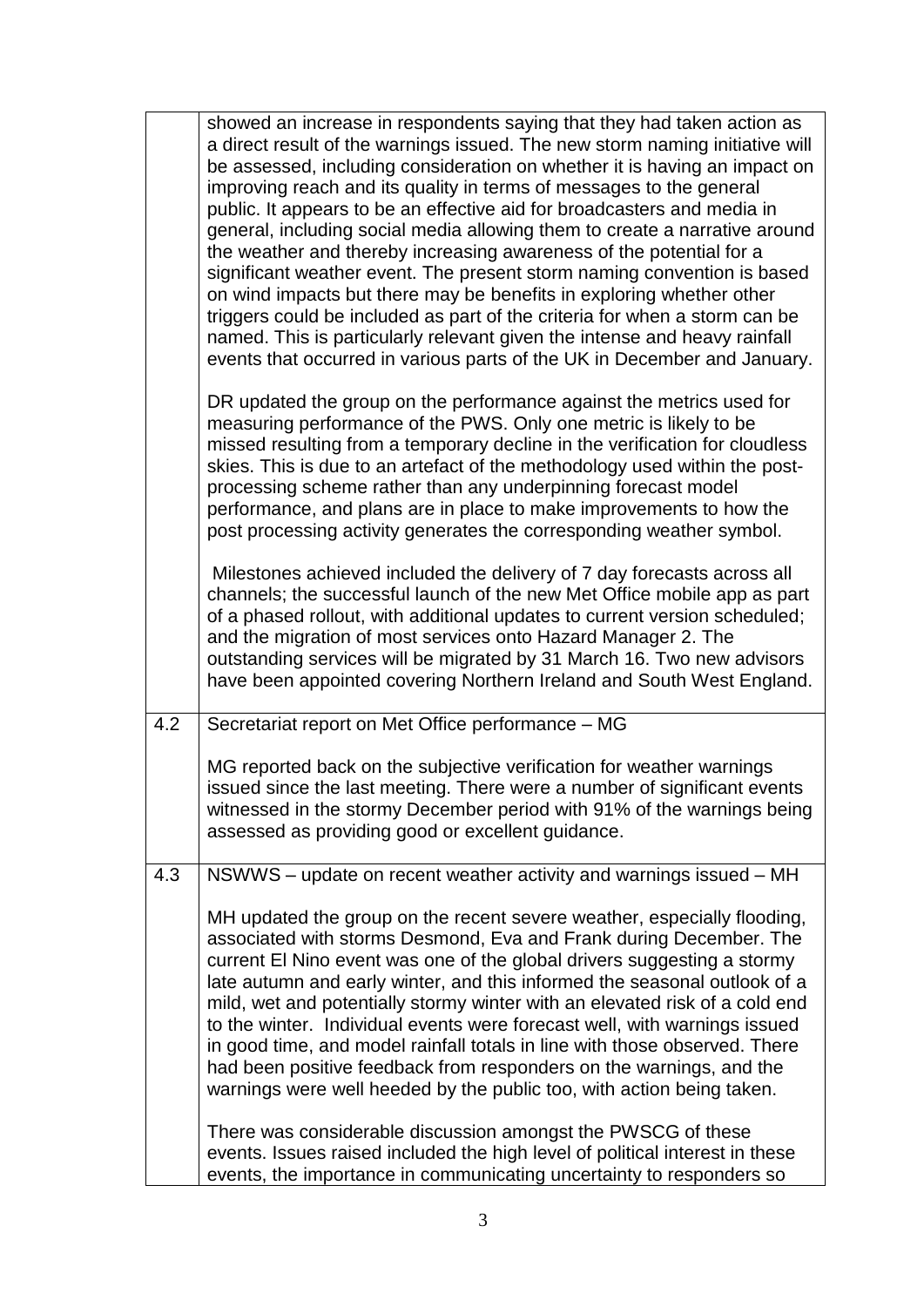| | |
|---|---|
| | showed an increase in respondents saying that they had taken action as a direct result of the warnings issued. The new storm naming initiative will be assessed, including consideration on whether it is having an impact on improving reach and its quality in terms of messages to the general public. It appears to be an effective aid for broadcasters and media in general, including social media allowing them to create a narrative around the weather and thereby increasing awareness of the potential for a significant weather event. The present storm naming convention is based on wind impacts but there may be benefits in exploring whether other triggers could be included as part of the criteria for when a storm can be named. This is particularly relevant given the intense and heavy rainfall events that occurred in various parts of the UK in December and January.<br><br>DR updated the group on the performance against the metrics used for measuring performance of the PWS. Only one metric is likely to be missed resulting from a temporary decline in the verification for cloudless skies. This is due to an artefact of the methodology used within the post-processing scheme rather than any underpinning forecast model performance, and plans are in place to make improvements to how the post processing activity generates the corresponding weather symbol.<br><br>Milestones achieved included the delivery of 7 day forecasts across all channels; the successful launch of the new Met Office mobile app as part of a phased rollout, with additional updates to current version scheduled; and the migration of most services onto Hazard Manager 2. The outstanding services will be migrated by 31 March 16. Two new advisors have been appointed covering Northern Ireland and South West England. |
| 4.2 | Secretariat report on Met Office performance – MG<br><br>MG reported back on the subjective verification for weather warnings issued since the last meeting. There were a number of significant events witnessed in the stormy December period with 91% of the warnings being assessed as providing good or excellent guidance. |
| 4.3 | NSWWS – update on recent weather activity and warnings issued – MH<br><br>MH updated the group on the recent severe weather, especially flooding, associated with storms Desmond, Eva and Frank during December. The current El Nino event was one of the global drivers suggesting a stormy late autumn and early winter, and this informed the seasonal outlook of a mild, wet and potentially stormy winter with an elevated risk of a cold end to the winter. Individual events were forecast well, with warnings issued in good time, and model rainfall totals in line with those observed. There had been positive feedback from responders on the warnings, and the warnings were well heeded by the public too, with action being taken.<br><br>There was considerable discussion amongst the PWSCG of these events. Issues raised included the high level of political interest in these events, the importance in communicating uncertainty to responders so |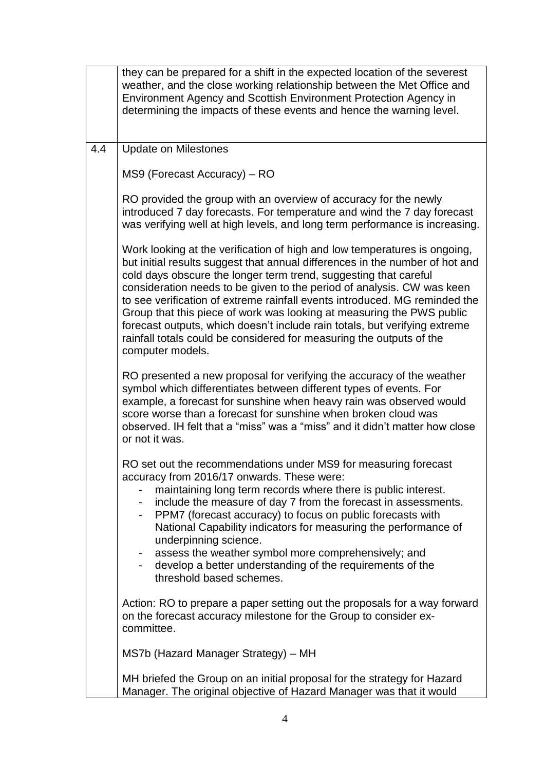| | |
|---|---|
| | they can be prepared for a shift in the expected location of the severest weather, and the close working relationship between the Met Office and Environment Agency and Scottish Environment Protection Agency in determining the impacts of these events and hence the warning level. |
| 4.4 | Update on Milestones<br><br>MS9 (Forecast Accuracy) – RO<br><br>RO provided the group with an overview of accuracy for the newly introduced 7 day forecasts. For temperature and wind the 7 day forecast was verifying well at high levels, and long term performance is increasing.<br><br>Work looking at the verification of high and low temperatures is ongoing, but initial results suggest that annual differences in the number of hot and cold days obscure the longer term trend, suggesting that careful consideration needs to be given to the period of analysis. CW was keen to see verification of extreme rainfall events introduced. MG reminded the Group that this piece of work was looking at measuring the PWS public forecast outputs, which doesn't include rain totals, but verifying extreme rainfall totals could be considered for measuring the outputs of the computer models.<br><br>RO presented a new proposal for verifying the accuracy of the weather symbol which differentiates between different types of events. For example, a forecast for sunshine when heavy rain was observed would score worse than a forecast for sunshine when broken cloud was observed. IH felt that a "miss" was a "miss" and it didn't matter how close or not it was.<br><br>RO set out the recommendations under MS9 for measuring forecast accuracy from 2016/17 onwards. These were:<br>- maintaining long term records where there is public interest.<br>- include the measure of day 7 from the forecast in assessments.<br>- PPM7 (forecast accuracy) to focus on public forecasts with National Capability indicators for measuring the performance of underpinning science.<br>- assess the weather symbol more comprehensively; and<br>- develop a better understanding of the requirements of the threshold based schemes.<br><br>Action: RO to prepare a paper setting out the proposals for a way forward on the forecast accuracy milestone for the Group to consider ex-committee.<br><br>MS7b (Hazard Manager Strategy) – MH<br><br>MH briefed the Group on an initial proposal for the strategy for Hazard Manager. The original objective of Hazard Manager was that it would |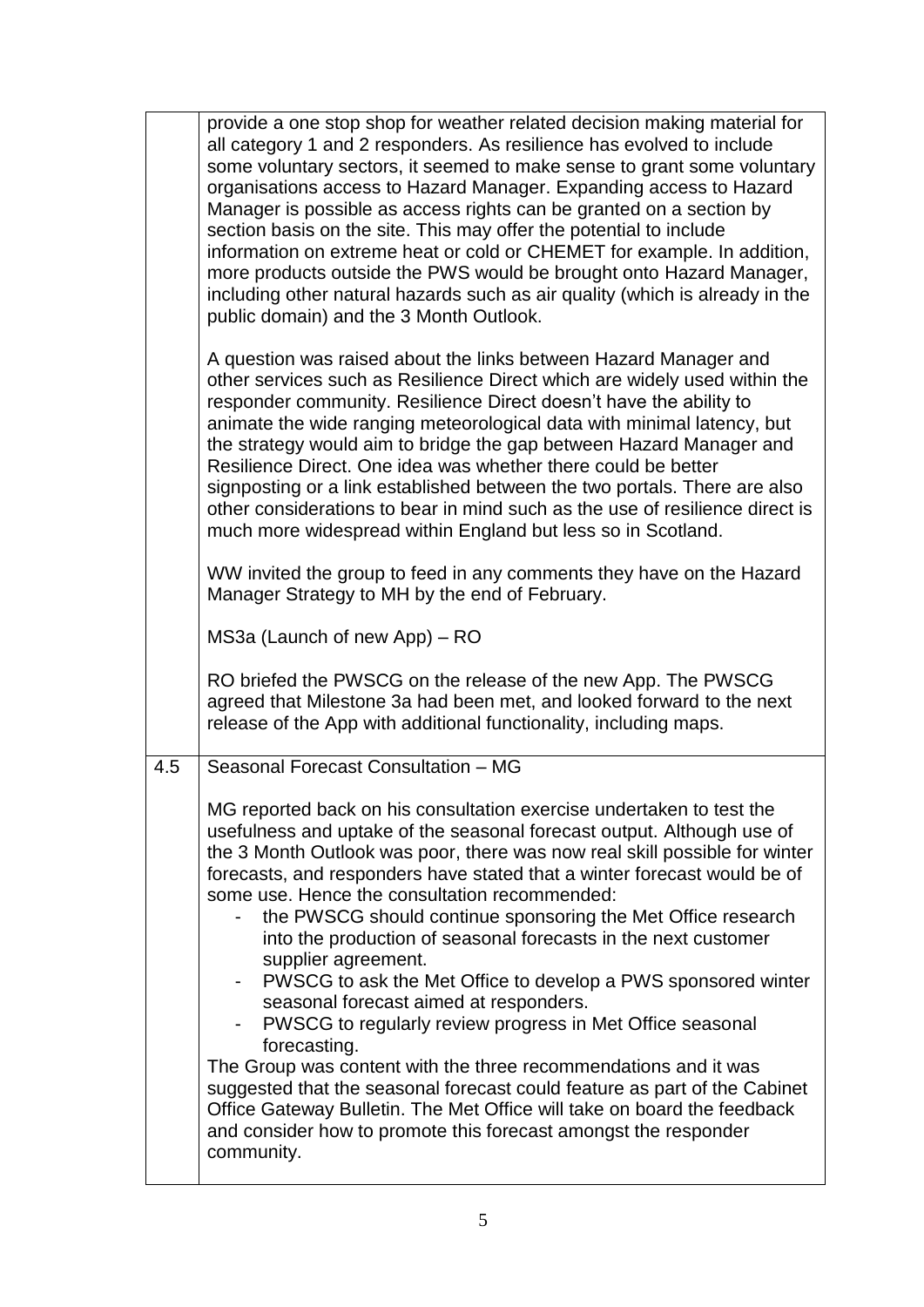| | |
|---|---|
| | provide a one stop shop for weather related decision making material for all category 1 and 2 responders. As resilience has evolved to include some voluntary sectors, it seemed to make sense to grant some voluntary organisations access to Hazard Manager. Expanding access to Hazard Manager is possible as access rights can be granted on a section by section basis on the site. This may offer the potential to include information on extreme heat or cold or CHEMET for example. In addition, more products outside the PWS would be brought onto Hazard Manager, including other natural hazards such as air quality (which is already in the public domain) and the 3 Month Outlook.<br><br>A question was raised about the links between Hazard Manager and other services such as Resilience Direct which are widely used within the responder community. Resilience Direct doesn't have the ability to animate the wide ranging meteorological data with minimal latency, but the strategy would aim to bridge the gap between Hazard Manager and Resilience Direct. One idea was whether there could be better signposting or a link established between the two portals. There are also other considerations to bear in mind such as the use of resilience direct is much more widespread within England but less so in Scotland.<br><br>WW invited the group to feed in any comments they have on the Hazard Manager Strategy to MH by the end of February.<br><br>MS3a (Launch of new App) – RO<br><br>RO briefed the PWSCG on the release of the new App. The PWSCG agreed that Milestone 3a had been met, and looked forward to the next release of the App with additional functionality, including maps. |
| 4.5 | Seasonal Forecast Consultation – MG<br><br>MG reported back on his consultation exercise undertaken to test the usefulness and uptake of the seasonal forecast output. Although use of the 3 Month Outlook was poor, there was now real skill possible for winter forecasts, and responders have stated that a winter forecast would be of some use. Hence the consultation recommended:<br>- the PWSCG should continue sponsoring the Met Office research into the production of seasonal forecasts in the next customer supplier agreement.<br>- PWSCG to ask the Met Office to develop a PWS sponsored winter seasonal forecast aimed at responders.<br>- PWSCG to regularly review progress in Met Office seasonal forecasting.<br>The Group was content with the three recommendations and it was suggested that the seasonal forecast could feature as part of the Cabinet Office Gateway Bulletin. The Met Office will take on board the feedback and consider how to promote this forecast amongst the responder community. |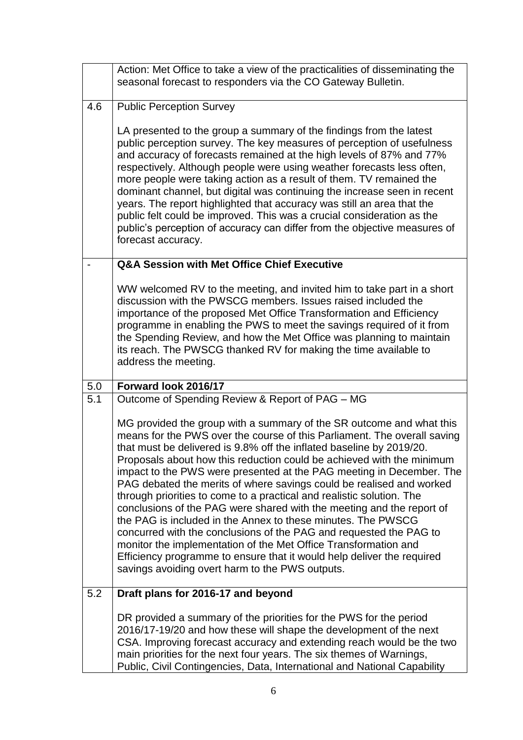| | |
|---|---|
| | Action: Met Office to take a view of the practicalities of disseminating the seasonal forecast to responders via the CO Gateway Bulletin. |
| 4.6 | Public Perception Survey<br><br>LA presented to the group a summary of the findings from the latest public perception survey. The key measures of perception of usefulness and accuracy of forecasts remained at the high levels of 87% and 77% respectively. Although people were using weather forecasts less often, more people were taking action as a result of them. TV remained the dominant channel, but digital was continuing the increase seen in recent years. The report highlighted that accuracy was still an area that the public felt could be improved. This was a crucial consideration as the public's perception of accuracy can differ from the objective measures of forecast accuracy. |
| - | **Q&A Session with Met Office Chief Executive**<br><br>WW welcomed RV to the meeting, and invited him to take part in a short discussion with the PWSCG members. Issues raised included the importance of the proposed Met Office Transformation and Efficiency programme in enabling the PWS to meet the savings required of it from the Spending Review, and how the Met Office was planning to maintain its reach. The PWSCG thanked RV for making the time available to address the meeting. |
| 5.0 | **Forward look 2016/17** |
| 5.1 | Outcome of Spending Review & Report of PAG – MG<br><br>MG provided the group with a summary of the SR outcome and what this means for the PWS over the course of this Parliament. The overall saving that must be delivered is 9.8% off the inflated baseline by 2019/20. Proposals about how this reduction could be achieved with the minimum impact to the PWS were presented at the PAG meeting in December. The PAG debated the merits of where savings could be realised and worked through priorities to come to a practical and realistic solution. The conclusions of the PAG were shared with the meeting and the report of the PAG is included in the Annex to these minutes. The PWSCG concurred with the conclusions of the PAG and requested the PAG to monitor the implementation of the Met Office Transformation and Efficiency programme to ensure that it would help deliver the required savings avoiding overt harm to the PWS outputs. |
| 5.2 | **Draft plans for 2016-17 and beyond**<br><br>DR provided a summary of the priorities for the PWS for the period 2016/17-19/20 and how these will shape the development of the next CSA. Improving forecast accuracy and extending reach would be the two main priorities for the next four years. The six themes of Warnings, Public, Civil Contingencies, Data, International and National Capability |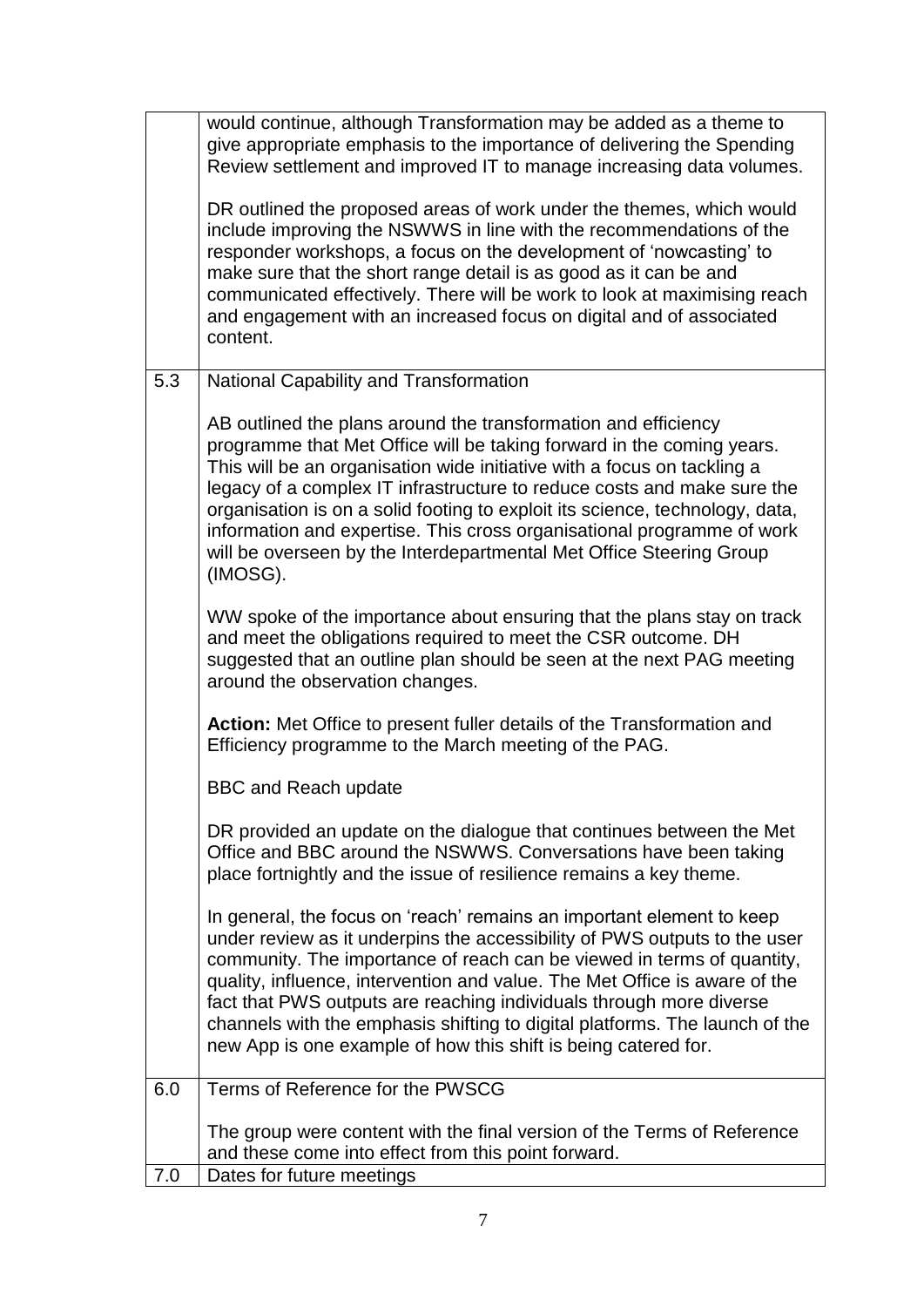| | |
|---|---|
| | would continue, although Transformation may be added as a theme to give appropriate emphasis to the importance of delivering the Spending Review settlement and improved IT to manage increasing data volumes.<br><br>DR outlined the proposed areas of work under the themes, which would include improving the NSWWS in line with the recommendations of the responder workshops, a focus on the development of 'nowcasting' to make sure that the short range detail is as good as it can be and communicated effectively. There will be work to look at maximising reach and engagement with an increased focus on digital and of associated content. |
| 5.3 | National Capability and Transformation<br><br>AB outlined the plans around the transformation and efficiency programme that Met Office will be taking forward in the coming years. This will be an organisation wide initiative with a focus on tackling a legacy of a complex IT infrastructure to reduce costs and make sure the organisation is on a solid footing to exploit its science, technology, data, information and expertise. This cross organisational programme of work will be overseen by the Interdepartmental Met Office Steering Group (IMOSG).<br><br>WW spoke of the importance about ensuring that the plans stay on track and meet the obligations required to meet the CSR outcome. DH suggested that an outline plan should be seen at the next PAG meeting around the observation changes.<br><br>**Action:** Met Office to present fuller details of the Transformation and Efficiency programme to the March meeting of the PAG.<br><br>BBC and Reach update<br><br>DR provided an update on the dialogue that continues between the Met Office and BBC around the NSWWS. Conversations have been taking place fortnightly and the issue of resilience remains a key theme.<br><br>In general, the focus on 'reach' remains an important element to keep under review as it underpins the accessibility of PWS outputs to the user community. The importance of reach can be viewed in terms of quantity, quality, influence, intervention and value. The Met Office is aware of the fact that PWS outputs are reaching individuals through more diverse channels with the emphasis shifting to digital platforms. The launch of the new App is one example of how this shift is being catered for. |
| 6.0 | Terms of Reference for the PWSCG<br><br>The group were content with the final version of the Terms of Reference and these come into effect from this point forward. |
| 7.0 | Dates for future meetings |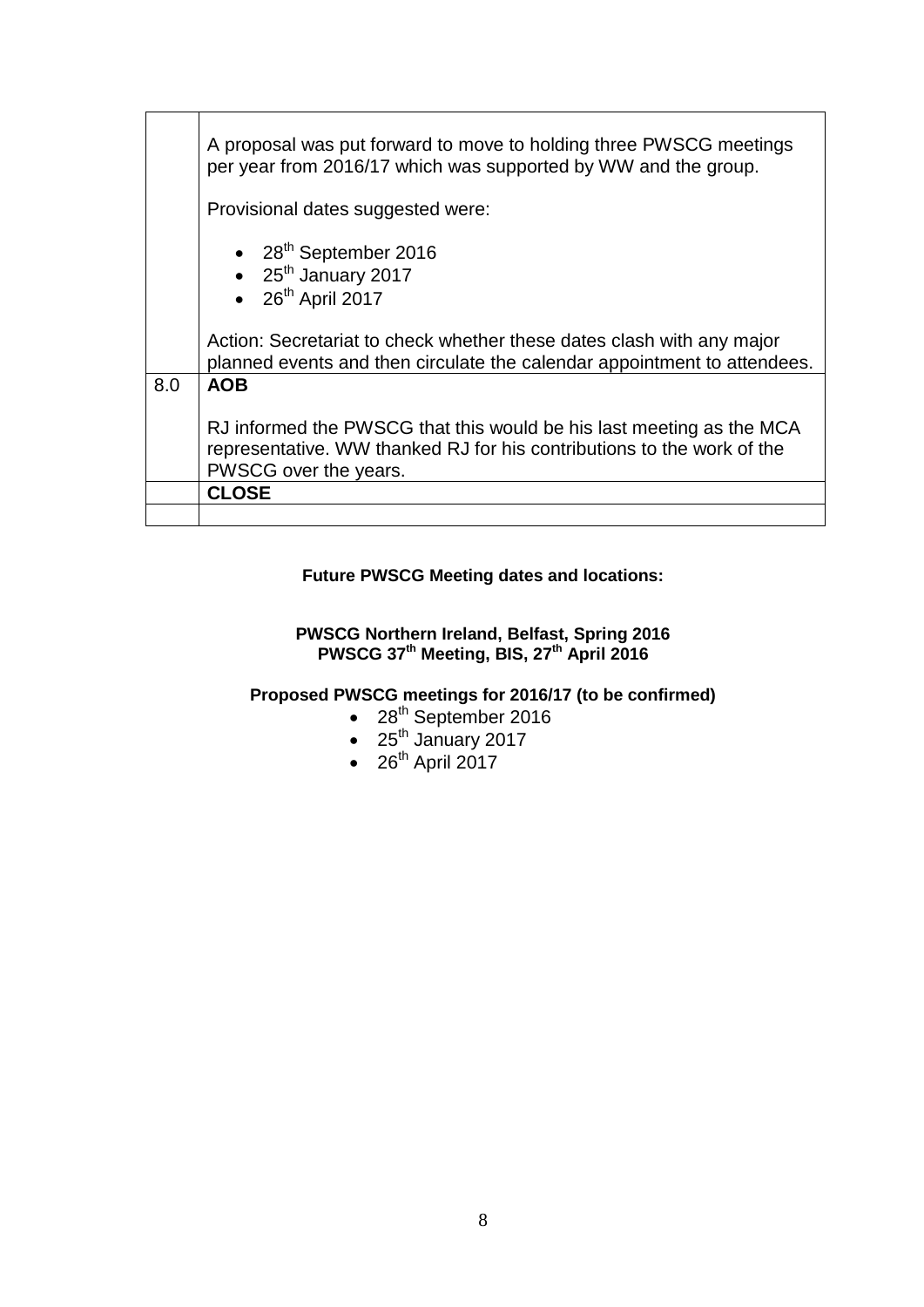| | |
|---|---|
| | A proposal was put forward to move to holding three PWSCG meetings per year from 2016/17 which was supported by WW and the group.<br><br>Provisional dates suggested were:<br><br>• 28th September 2016<br>• 25th January 2017<br>• 26th April 2017<br><br>Action: Secretariat to check whether these dates clash with any major planned events and then circulate the calendar appointment to attendees. |
| 8.0 | **AOB**<br><br>RJ informed the PWSCG that this would be his last meeting as the MCA representative. WW thanked RJ for his contributions to the work of the PWSCG over the years. |
| | **CLOSE** |
| | |

**Future PWSCG Meeting dates and locations:**

**PWSCG Northern Ireland, Belfast, Spring 2016**
**PWSCG 37th Meeting, BIS, 27th April 2016**

**Proposed PWSCG meetings for 2016/17 (to be confirmed)**

- 28th September 2016
- 25th January 2017
- 26th April 2017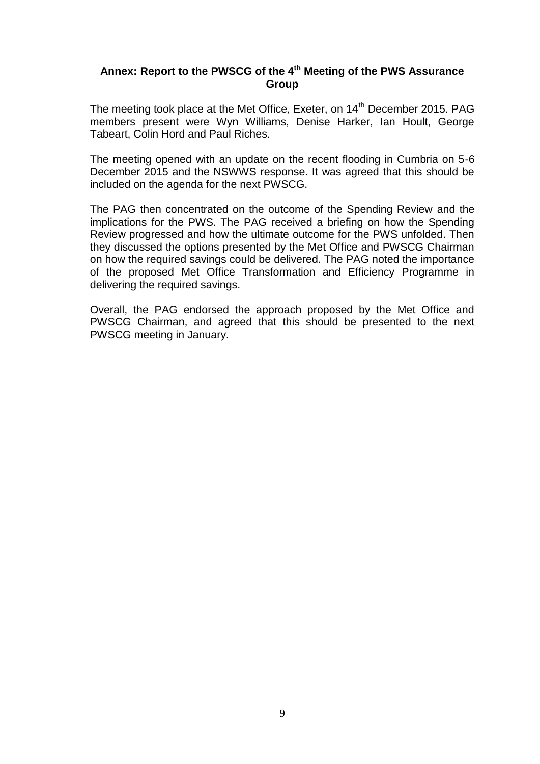## Annex: Report to the PWSCG of the 4th Meeting of the PWS Assurance Group

The meeting took place at the Met Office, Exeter, on 14th December 2015. PAG members present were Wyn Williams, Denise Harker, Ian Hoult, George Tabeart, Colin Hord and Paul Riches.

The meeting opened with an update on the recent flooding in Cumbria on 5-6 December 2015 and the NSWWS response. It was agreed that this should be included on the agenda for the next PWSCG.

The PAG then concentrated on the outcome of the Spending Review and the implications for the PWS. The PAG received a briefing on how the Spending Review progressed and how the ultimate outcome for the PWS unfolded. Then they discussed the options presented by the Met Office and PWSCG Chairman on how the required savings could be delivered. The PAG noted the importance of the proposed Met Office Transformation and Efficiency Programme in delivering the required savings.

Overall, the PAG endorsed the approach proposed by the Met Office and PWSCG Chairman, and agreed that this should be presented to the next PWSCG meeting in January.